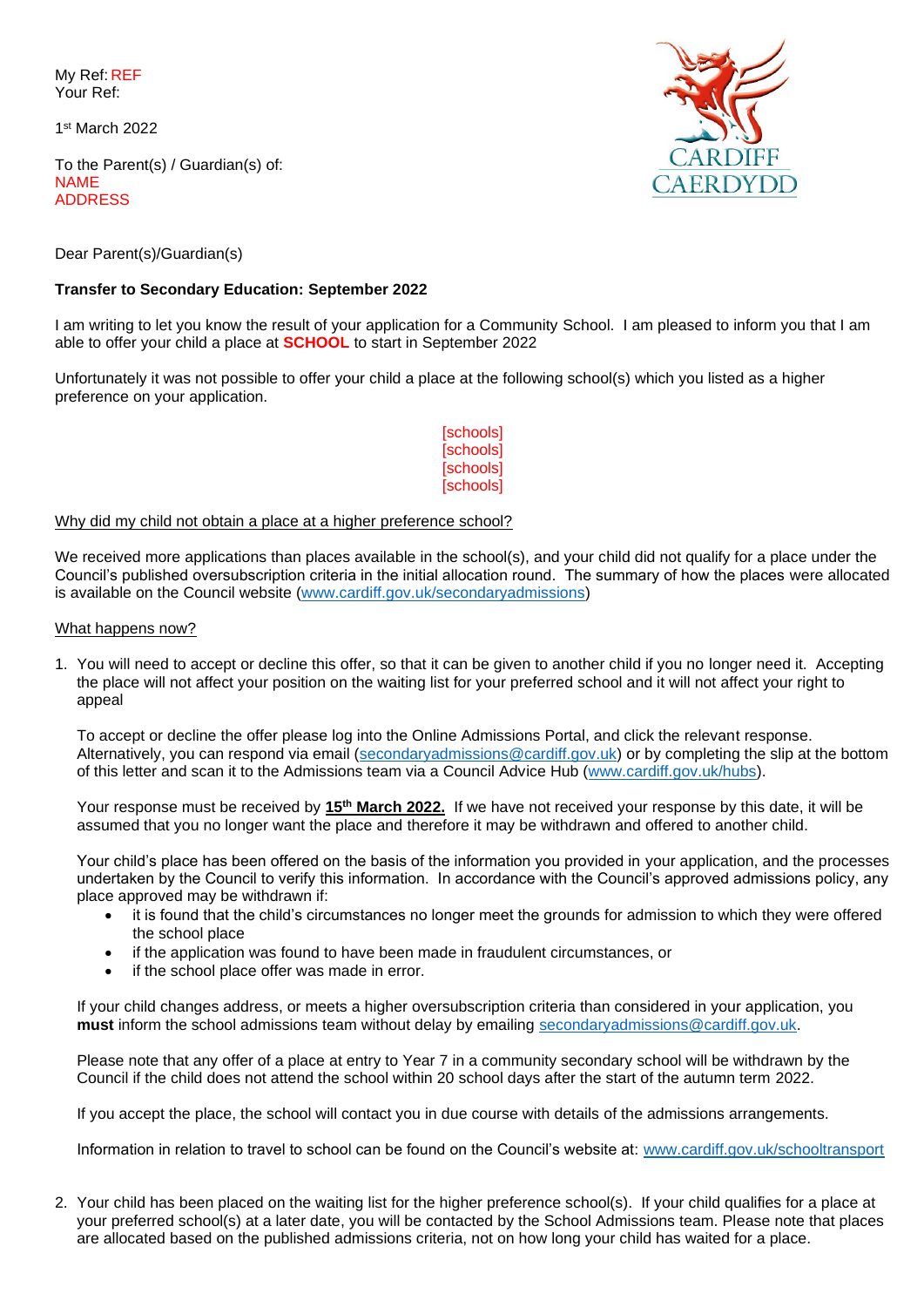My Ref: REF
Your Ref:

1st March 2022

To the Parent(s) / Guardian(s) of:
NAME
ADDRESS

CARDIFF
CAERDYDD

Dear Parent(s)/Guardian(s)

**Transfer to Secondary Education: September 2022**

I am writing to let you know the result of your application for a Community School. I am pleased to inform you that I am able to offer your child a place at **SCHOOL** to start in September 2022

Unfortunately it was not possible to offer your child a place at the following school(s) which you listed as a higher preference on your application.

[schools]
[schools]
[schools]
[schools]

Why did my child not obtain a place at a higher preference school?

We received more applications than places available in the school(s), and your child did not qualify for a place under the Council's published oversubscription criteria in the initial allocation round. The summary of how the places were allocated is available on the Council website (www.cardiff.gov.uk/secondaryadmissions)

What happens now?

1. You will need to accept or decline this offer, so that it can be given to another child if you no longer need it. Accepting the place will not affect your position on the waiting list for your preferred school and it will not affect your right to appeal

   To accept or decline the offer please log into the Online Admissions Portal, and click the relevant response. Alternatively, you can respond via email (secondaryadmissions@cardiff.gov.uk) or by completing the slip at the bottom of this letter and scan it to the Admissions team via a Council Advice Hub (www.cardiff.gov.uk/hubs).

   Your response must be received by **15th March 2022.** If we have not received your response by this date, it will be assumed that you no longer want the place and therefore it may be withdrawn and offered to another child.

   Your child's place has been offered on the basis of the information you provided in your application, and the processes undertaken by the Council to verify this information. In accordance with the Council's approved admissions policy, any place approved may be withdrawn if:

   - it is found that the child's circumstances no longer meet the grounds for admission to which they were offered the school place
   - if the application was found to have been made in fraudulent circumstances, or
   - if the school place offer was made in error.

   If your child changes address, or meets a higher oversubscription criteria than considered in your application, you **must** inform the school admissions team without delay by emailing secondaryadmissions@cardiff.gov.uk.

   Please note that any offer of a place at entry to Year 7 in a community secondary school will be withdrawn by the Council if the child does not attend the school within 20 school days after the start of the autumn term 2022.

   If you accept the place, the school will contact you in due course with details of the admissions arrangements.

   Information in relation to travel to school can be found on the Council's website at: www.cardiff.gov.uk/schooltransport

2. Your child has been placed on the waiting list for the higher preference school(s). If your child qualifies for a place at your preferred school(s) at a later date, you will be contacted by the School Admissions team. Please note that places are allocated based on the published admissions criteria, not on how long your child has waited for a place.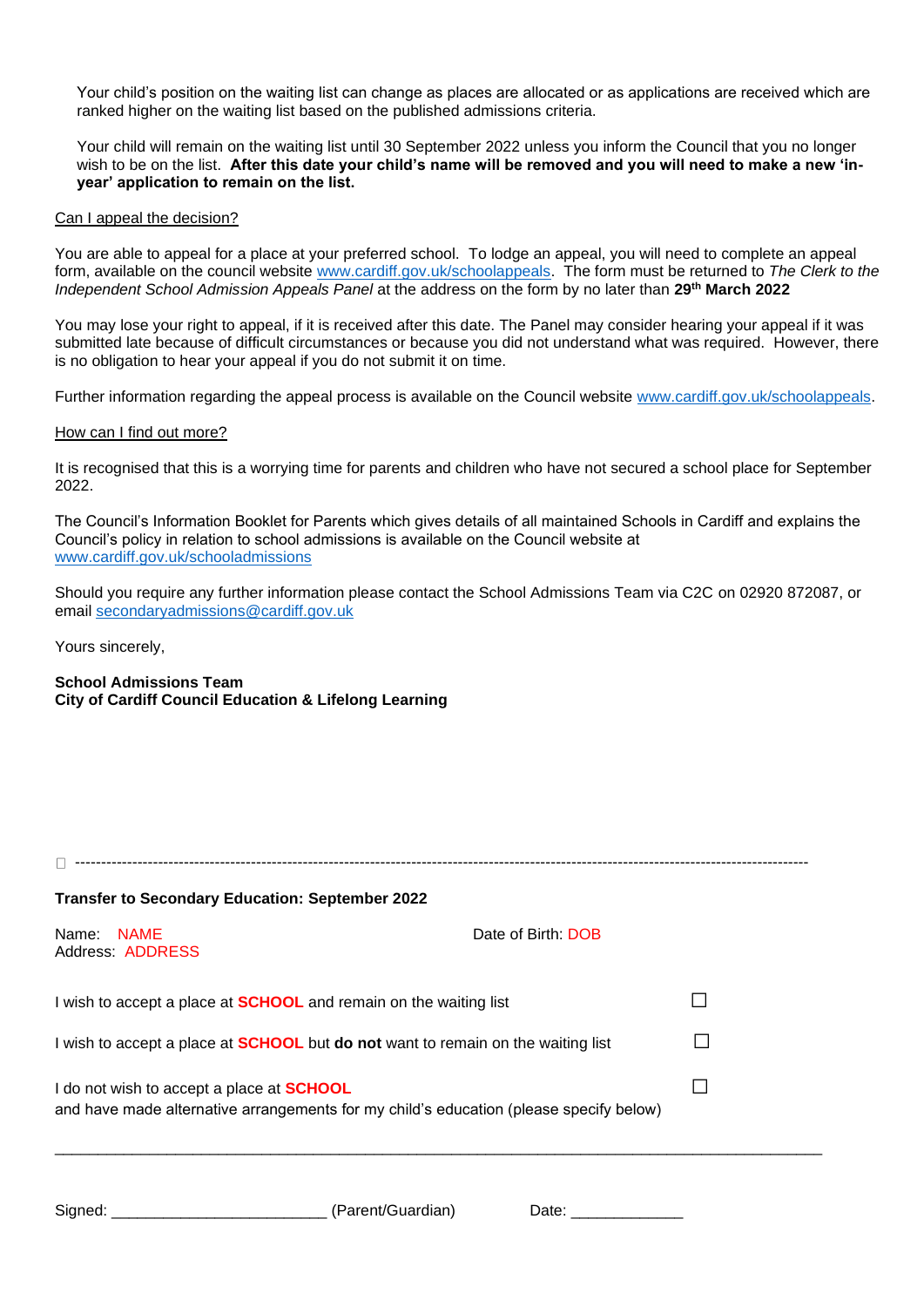Your child's position on the waiting list can change as places are allocated or as applications are received which are ranked higher on the waiting list based on the published admissions criteria.

Your child will remain on the waiting list until 30 September 2022 unless you inform the Council that you no longer wish to be on the list. **After this date your child's name will be removed and you will need to make a new 'in-year' application to remain on the list.**

Can I appeal the decision?

You are able to appeal for a place at your preferred school. To lodge an appeal, you will need to complete an appeal form, available on the council website www.cardiff.gov.uk/schoolappeals. The form must be returned to *The Clerk to the Independent School Admission Appeals Panel* at the address on the form by no later than **29th March 2022**

You may lose your right to appeal, if it is received after this date. The Panel may consider hearing your appeal if it was submitted late because of difficult circumstances or because you did not understand what was required. However, there is no obligation to hear your appeal if you do not submit it on time.

Further information regarding the appeal process is available on the Council website www.cardiff.gov.uk/schoolappeals.

How can I find out more?

It is recognised that this is a worrying time for parents and children who have not secured a school place for September 2022.

The Council's Information Booklet for Parents which gives details of all maintained Schools in Cardiff and explains the Council's policy in relation to school admissions is available on the Council website at www.cardiff.gov.uk/schooladmissions

Should you require any further information please contact the School Admissions Team via C2C on 02920 872087, or email secondaryadmissions@cardiff.gov.uk

Yours sincerely,

**School Admissions Team**
**City of Cardiff Council Education & Lifelong Learning**

---

**Transfer to Secondary Education: September 2022**

Name: NAME　　　　　　　　　　　　Date of Birth: DOB
Address: ADDRESS

I wish to accept a place at **SCHOOL** and remain on the waiting list ☐

I wish to accept a place at **SCHOOL** but **do not** want to remain on the waiting list ☐

I do not wish to accept a place at **SCHOOL** ☐
and have made alternative arrangements for my child's education (please specify below)

_______________________________________________________________________________

Signed: ________________________ (Parent/Guardian)　　Date: _____________